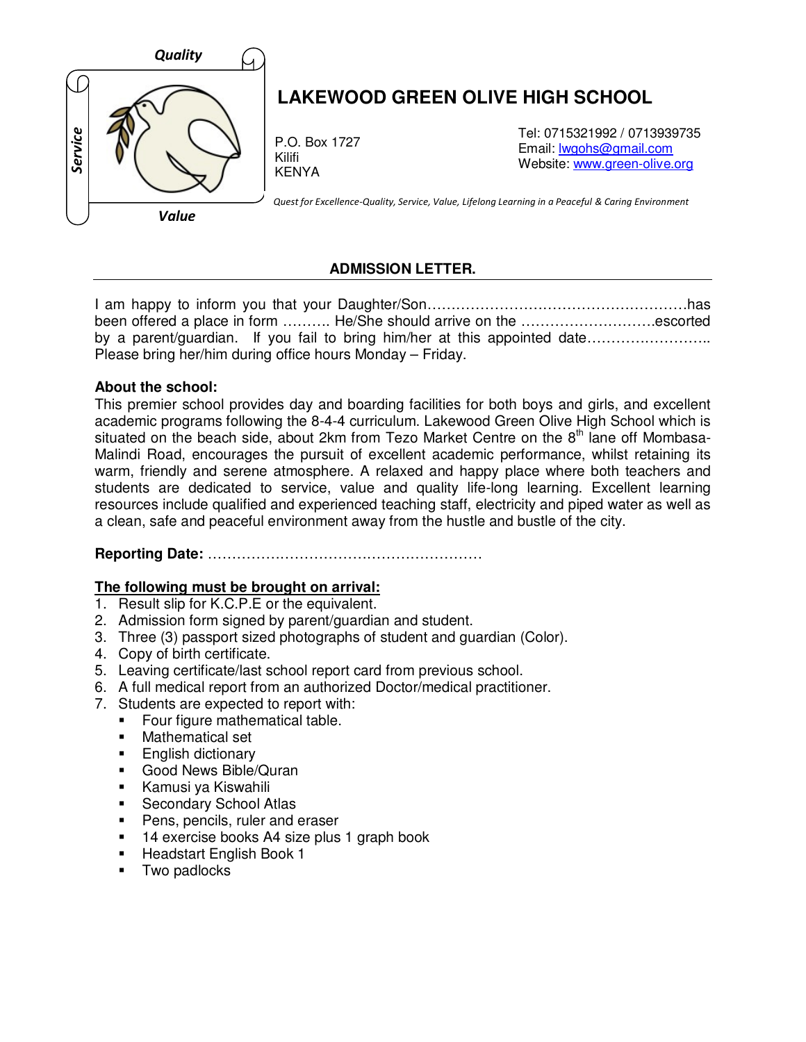Quality

Service

Value

# LAKEWOOD GREEN OLIVE HIGH SCHOOL

P.O. Box 1727
Kilifi
KENYA

Tel: 0715321992 / 0713939735
Email: lwgohs@gmail.com
Website: www.green-olive.org

*Quest for Excellence-Quality, Service, Value, Lifelong Learning in a Peaceful & Caring Environment*

## ADMISSION LETTER.

I am happy to inform you that your Daughter/Son……………………………………………….has been offered a place in form ………. He/She should arrive on the ……………………….escorted by a parent/guardian. If you fail to bring him/her at this appointed date…………………….. Please bring her/him during office hours Monday – Friday.

**About the school:**
This premier school provides day and boarding facilities for both boys and girls, and excellent academic programs following the 8-4-4 curriculum. Lakewood Green Olive High School which is situated on the beach side, about 2km from Tezo Market Centre on the 8th lane off Mombasa-Malindi Road, encourages the pursuit of excellent academic performance, whilst retaining its warm, friendly and serene atmosphere. A relaxed and happy place where both teachers and students are dedicated to service, value and quality life-long learning. Excellent learning resources include qualified and experienced teaching staff, electricity and piped water as well as a clean, safe and peaceful environment away from the hustle and bustle of the city.

**Reporting Date:** …………………………………………………

**<u>The following must be brought on arrival:</u>**

1. Result slip for K.C.P.E or the equivalent.
2. Admission form signed by parent/guardian and student.
3. Three (3) passport sized photographs of student and guardian (Color).
4. Copy of birth certificate.
5. Leaving certificate/last school report card from previous school.
6. A full medical report from an authorized Doctor/medical practitioner.
7. Students are expected to report with:
   - Four figure mathematical table.
   - Mathematical set
   - English dictionary
   - Good News Bible/Quran
   - Kamusi ya Kiswahili
   - Secondary School Atlas
   - Pens, pencils, ruler and eraser
   - 14 exercise books A4 size plus 1 graph book
   - Headstart English Book 1
   - Two padlocks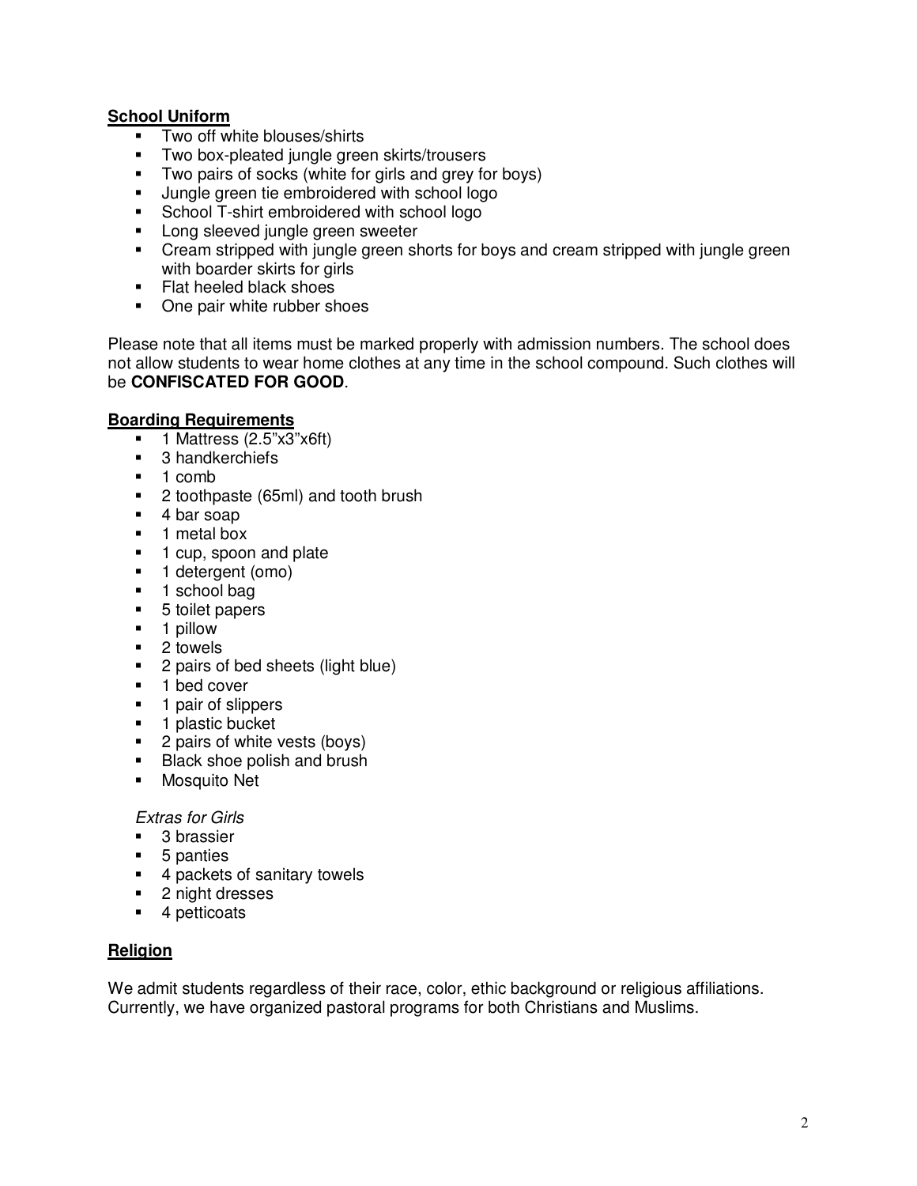**School Uniform**

- Two off white blouses/shirts
- Two box-pleated jungle green skirts/trousers
- Two pairs of socks (white for girls and grey for boys)
- Jungle green tie embroidered with school logo
- School T-shirt embroidered with school logo
- Long sleeved jungle green sweeter
- Cream stripped with jungle green shorts for boys and cream stripped with jungle green with boarder skirts for girls
- Flat heeled black shoes
- One pair white rubber shoes

Please note that all items must be marked properly with admission numbers. The school does not allow students to wear home clothes at any time in the school compound. Such clothes will be **CONFISCATED FOR GOOD**.

**Boarding Requirements**

- 1 Mattress (2.5"x3"x6ft)
- 3 handkerchiefs
- 1 comb
- 2 toothpaste (65ml) and tooth brush
- 4 bar soap
- 1 metal box
- 1 cup, spoon and plate
- 1 detergent (omo)
- 1 school bag
- 5 toilet papers
- 1 pillow
- 2 towels
- 2 pairs of bed sheets (light blue)
- 1 bed cover
- 1 pair of slippers
- 1 plastic bucket
- 2 pairs of white vests (boys)
- Black shoe polish and brush
- Mosquito Net

*Extras for Girls*

- 3 brassier
- 5 panties
- 4 packets of sanitary towels
- 2 night dresses
- 4 petticoats

**Religion**

We admit students regardless of their race, color, ethic background or religious affiliations. Currently, we have organized pastoral programs for both Christians and Muslims.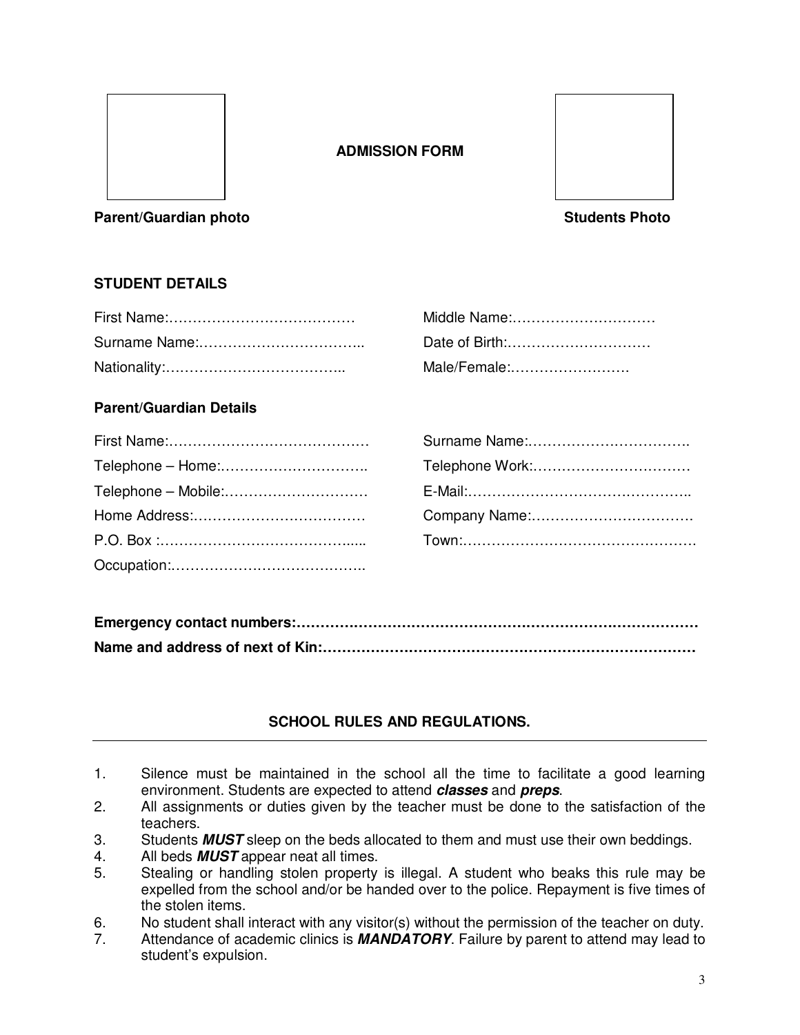# ADMISSION FORM

**Parent/Guardian photo** **Students Photo**

## STUDENT DETAILS

First Name:…………………………………

Middle Name:…………………………

Surname Name:……………………………..

Date of Birth:…………………………

Nationality:………………………………..

Male/Female:……………………

### Parent/Guardian Details

First Name:……………………………………

Surname Name:…………………………….

Telephone – Home:…………………………..

Telephone Work:……………………………

Telephone – Mobile:…………………………

E-Mail:………………………………………..

Home Address:………………………………

Company Name:…………………………….

P.O. Box :…………………………………....

Town:………………………………………….

Occupation:…………………………………..

**Emergency contact numbers:…………………………………………………………………………**

**Name and address of next of Kin:……………………………………………………………………**

## SCHOOL RULES AND REGULATIONS.

1. Silence must be maintained in the school all the time to facilitate a good learning environment. Students are expected to attend ***classes*** and ***preps***.
2. All assignments or duties given by the teacher must be done to the satisfaction of the teachers.
3. Students ***MUST*** sleep on the beds allocated to them and must use their own beddings.
4. All beds ***MUST*** appear neat all times.
5. Stealing or handling stolen property is illegal. A student who beaks this rule may be expelled from the school and/or be handed over to the police. Repayment is five times of the stolen items.
6. No student shall interact with any visitor(s) without the permission of the teacher on duty.
7. Attendance of academic clinics is ***MANDATORY***. Failure by parent to attend may lead to student's expulsion.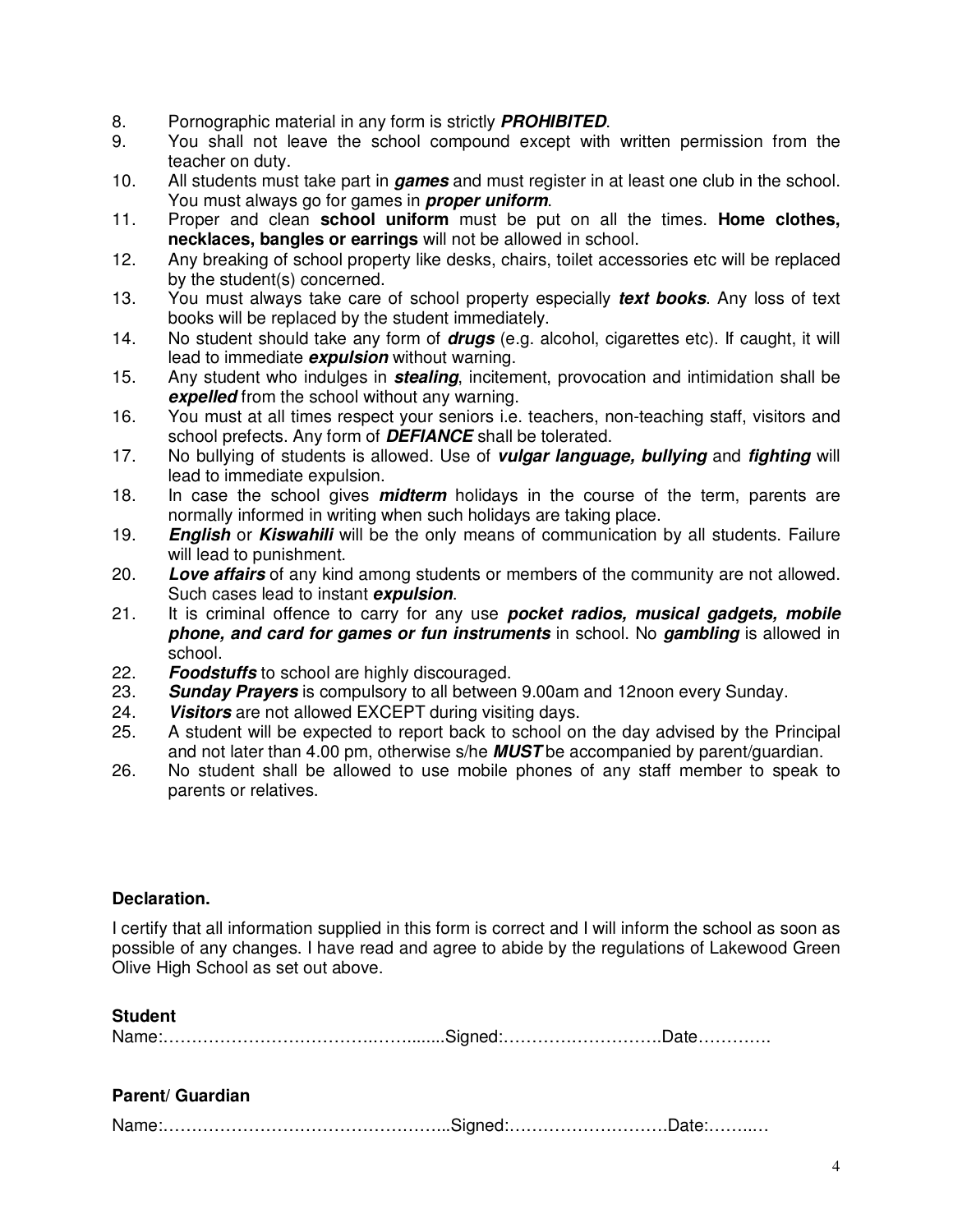8. Pornographic material in any form is strictly ***PROHIBITED***.
9. You shall not leave the school compound except with written permission from the teacher on duty.
10. All students must take part in ***games*** and must register in at least one club in the school. You must always go for games in ***proper uniform***.
11. Proper and clean **school uniform** must be put on all the times. **Home clothes, necklaces, bangles or earrings** will not be allowed in school.
12. Any breaking of school property like desks, chairs, toilet accessories etc will be replaced by the student(s) concerned.
13. You must always take care of school property especially ***text books***. Any loss of text books will be replaced by the student immediately.
14. No student should take any form of ***drugs*** (e.g. alcohol, cigarettes etc). If caught, it will lead to immediate ***expulsion*** without warning.
15. Any student who indulges in ***stealing***, incitement, provocation and intimidation shall be ***expelled*** from the school without any warning.
16. You must at all times respect your seniors i.e. teachers, non-teaching staff, visitors and school prefects. Any form of ***DEFIANCE*** shall be tolerated.
17. No bullying of students is allowed. Use of ***vulgar language, bullying*** and ***fighting*** will lead to immediate expulsion.
18. In case the school gives ***midterm*** holidays in the course of the term, parents are normally informed in writing when such holidays are taking place.
19. ***English*** or ***Kiswahili*** will be the only means of communication by all students. Failure will lead to punishment.
20. ***Love affairs*** of any kind among students or members of the community are not allowed. Such cases lead to instant ***expulsion***.
21. It is criminal offence to carry for any use ***pocket radios, musical gadgets, mobile phone, and card for games or fun instruments*** in school. No ***gambling*** is allowed in school.
22. ***Foodstuffs*** to school are highly discouraged.
23. ***Sunday Prayers*** is compulsory to all between 9.00am and 12noon every Sunday.
24. ***Visitors*** are not allowed EXCEPT during visiting days.
25. A student will be expected to report back to school on the day advised by the Principal and not later than 4.00 pm, otherwise s/he ***MUST*** be accompanied by parent/guardian.
26. No student shall be allowed to use mobile phones of any staff member to speak to parents or relatives.

**Declaration.**

I certify that all information supplied in this form is correct and I will inform the school as soon as possible of any changes. I have read and agree to abide by the regulations of Lakewood Green Olive High School as set out above.

**Student**

Name:……………………………….……........Signed:……………………….Date………….

**Parent/ Guardian**

Name:…………………………………………...Signed:………………………Date:……..…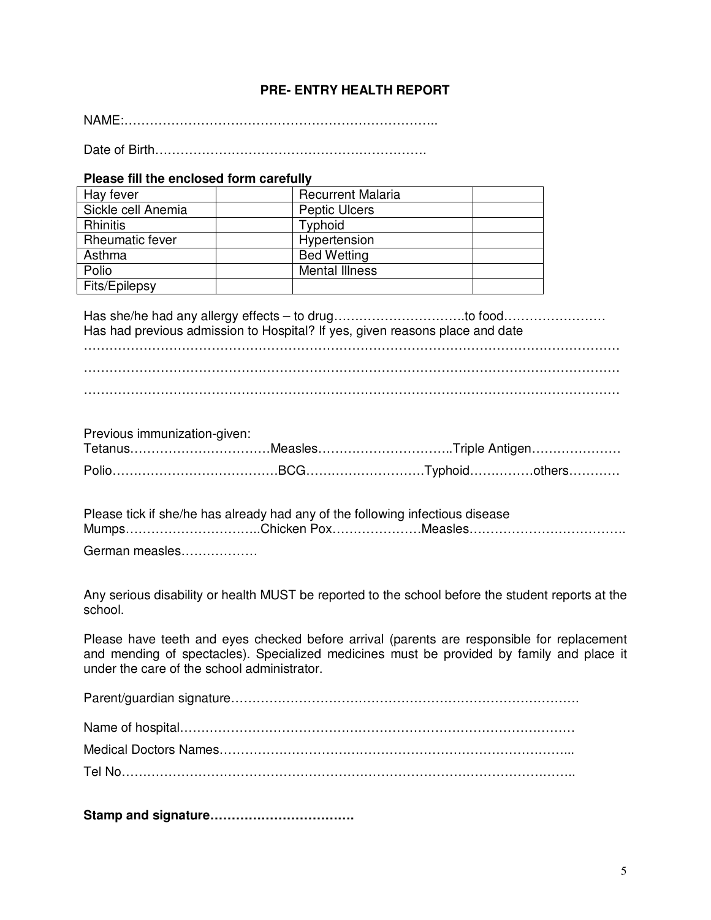## PRE- ENTRY HEALTH REPORT

NAME:………………………………………………………………..

Date of Birth……………………………………………………….

**Please fill the enclosed form carefully**

| Hay fever | | Recurrent Malaria | |
|---|---|---|---|
| Sickle cell Anemia | | Peptic Ulcers | |
| Rhinitis | | Typhoid | |
| Rheumatic fever | | Hypertension | |
| Asthma | | Bed Wetting | |
| Polio | | Mental Illness | |
| Fits/Epilepsy | | | |

Has she/he had any allergy effects – to drug………………………….to food……………………
Has had previous admission to Hospital? If yes, given reasons place and date
……………………………………………………………………………………………………………
……………………………………………………………………………………………………………
……………………………………………………………………………………………………………

Previous immunization-given:
Tetanus……………………………Measles…………………………..Triple Antigen…………………
Polio…………………………………BCG………………………Typhoid……………others…………

Please tick if she/he has already had any of the following infectious disease
Mumps…………………………..Chicken Pox…………………Measles……………………………….
German measles………………

Any serious disability or health MUST be reported to the school before the student reports at the school.

Please have teeth and eyes checked before arrival (parents are responsible for replacement and mending of spectacles). Specialized medicines must be provided by family and place it under the care of the school administrator.

Parent/guardian signature……………………………………………………………………….

Name of hospital………………………………………………………………………………

Medical Doctors Names………………………………………………………………………..

Tel No…………………………………………………………………………………………..

**Stamp and signature……………………………**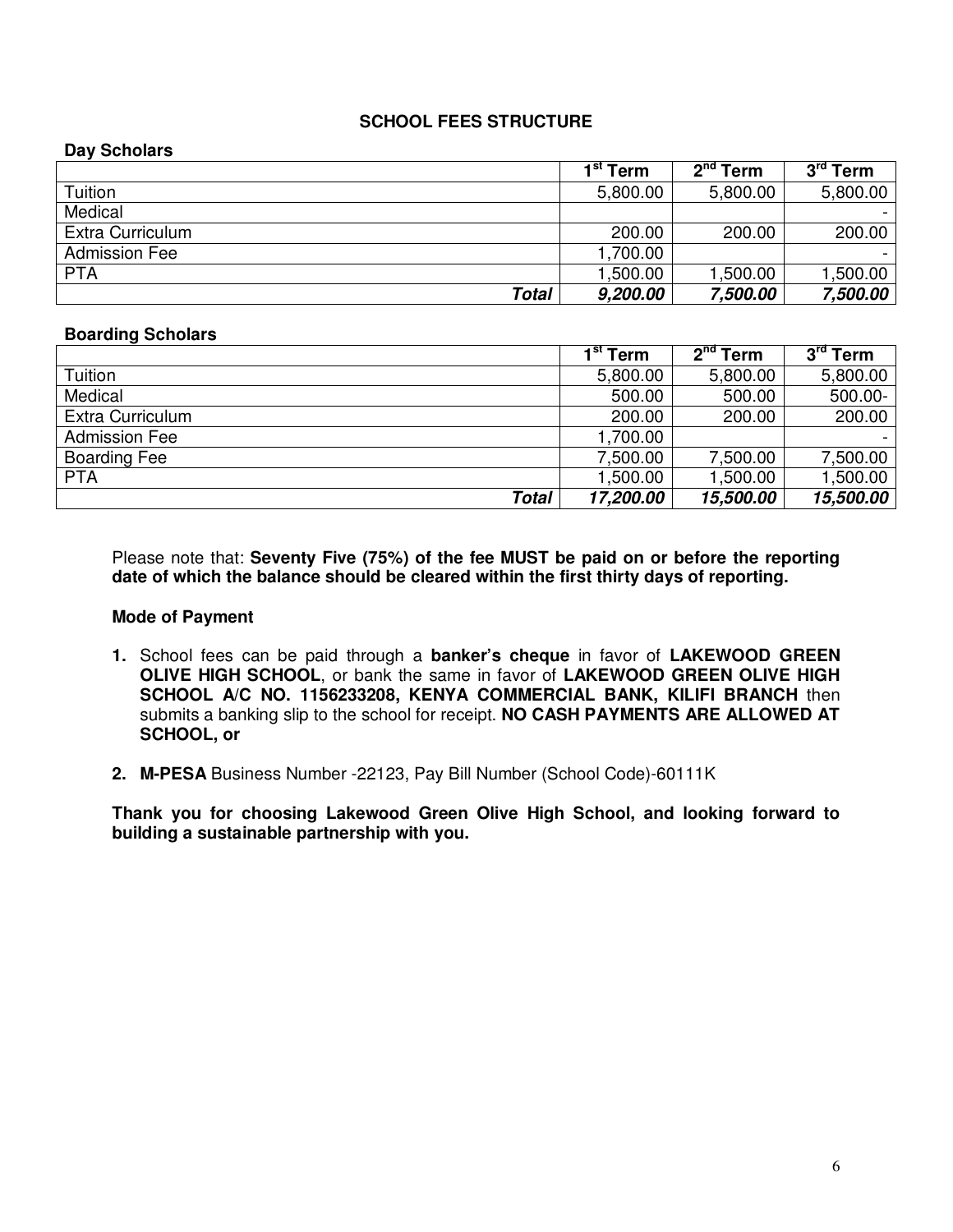## SCHOOL FEES STRUCTURE

**Day Scholars**

| | 1st Term | 2nd Term | 3rd Term |
|---|---|---|---|
| Tuition | 5,800.00 | 5,800.00 | 5,800.00 |
| Medical | | | - |
| Extra Curriculum | 200.00 | 200.00 | 200.00 |
| Admission Fee | 1,700.00 | | - |
| PTA | 1,500.00 | 1,500.00 | 1,500.00 |
| ***Total*** | ***9,200.00*** | ***7,500.00*** | ***7,500.00*** |

**Boarding Scholars**

| | 1st Term | 2nd Term | 3rd Term |
|---|---|---|---|
| Tuition | 5,800.00 | 5,800.00 | 5,800.00 |
| Medical | 500.00 | 500.00 | 500.00- |
| Extra Curriculum | 200.00 | 200.00 | 200.00 |
| Admission Fee | 1,700.00 | | - |
| Boarding Fee | 7,500.00 | 7,500.00 | 7,500.00 |
| PTA | 1,500.00 | 1,500.00 | 1,500.00 |
| ***Total*** | ***17,200.00*** | ***15,500.00*** | ***15,500.00*** |

Please note that: **Seventy Five (75%) of the fee MUST be paid on or before the reporting date of which the balance should be cleared within the first thirty days of reporting.**

**Mode of Payment**

1. School fees can be paid through a **banker's cheque** in favor of **LAKEWOOD GREEN OLIVE HIGH SCHOOL**, or bank the same in favor of **LAKEWOOD GREEN OLIVE HIGH SCHOOL A/C NO. 1156233208, KENYA COMMERCIAL BANK, KILIFI BRANCH** then submits a banking slip to the school for receipt. **NO CASH PAYMENTS ARE ALLOWED AT SCHOOL, or**

2. **M-PESA** Business Number -22123, Pay Bill Number (School Code)-60111K

**Thank you for choosing Lakewood Green Olive High School, and looking forward to building a sustainable partnership with you.**